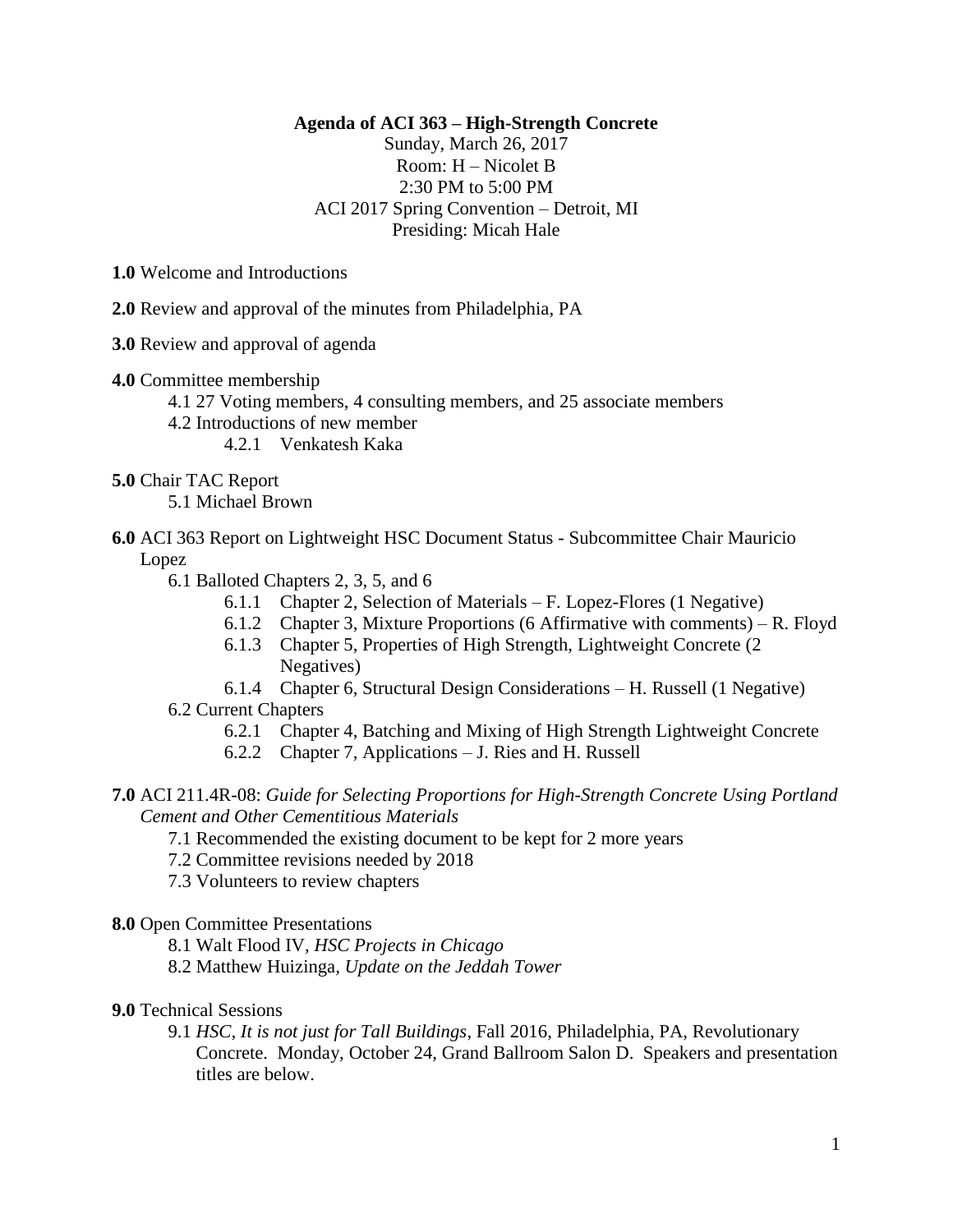**Agenda of ACI 363 – High-Strength Concrete**

Sunday, March 26, 2017
Room: H – Nicolet B
2:30 PM to 5:00 PM
ACI 2017 Spring Convention – Detroit, MI
Presiding: Micah Hale

**1.0** Welcome and Introductions

**2.0** Review and approval of the minutes from Philadelphia, PA

**3.0** Review and approval of agenda

**4.0** Committee membership

- 4.1 27 Voting members, 4 consulting members, and 25 associate members
- 4.2 Introductions of new member
  - 4.2.1 Venkatesh Kaka

**5.0** Chair TAC Report

- 5.1 Michael Brown

**6.0** ACI 363 Report on Lightweight HSC Document Status - Subcommittee Chair Mauricio Lopez

- 6.1 Balloted Chapters 2, 3, 5, and 6
  - 6.1.1 Chapter 2, Selection of Materials – F. Lopez-Flores (1 Negative)
  - 6.1.2 Chapter 3, Mixture Proportions (6 Affirmative with comments) – R. Floyd
  - 6.1.3 Chapter 5, Properties of High Strength, Lightweight Concrete (2 Negatives)
  - 6.1.4 Chapter 6, Structural Design Considerations – H. Russell (1 Negative)
- 6.2 Current Chapters
  - 6.2.1 Chapter 4, Batching and Mixing of High Strength Lightweight Concrete
  - 6.2.2 Chapter 7, Applications – J. Ries and H. Russell

**7.0** ACI 211.4R-08: *Guide for Selecting Proportions for High-Strength Concrete Using Portland Cement and Other Cementitious Materials*

- 7.1 Recommended the existing document to be kept for 2 more years
- 7.2 Committee revisions needed by 2018
- 7.3 Volunteers to review chapters

**8.0** Open Committee Presentations

- 8.1 Walt Flood IV, *HSC Projects in Chicago*
- 8.2 Matthew Huizinga, *Update on the Jeddah Tower*

**9.0** Technical Sessions

- 9.1 *HSC, It is not just for Tall Buildings*, Fall 2016, Philadelphia, PA, Revolutionary Concrete. Monday, October 24, Grand Ballroom Salon D. Speakers and presentation titles are below.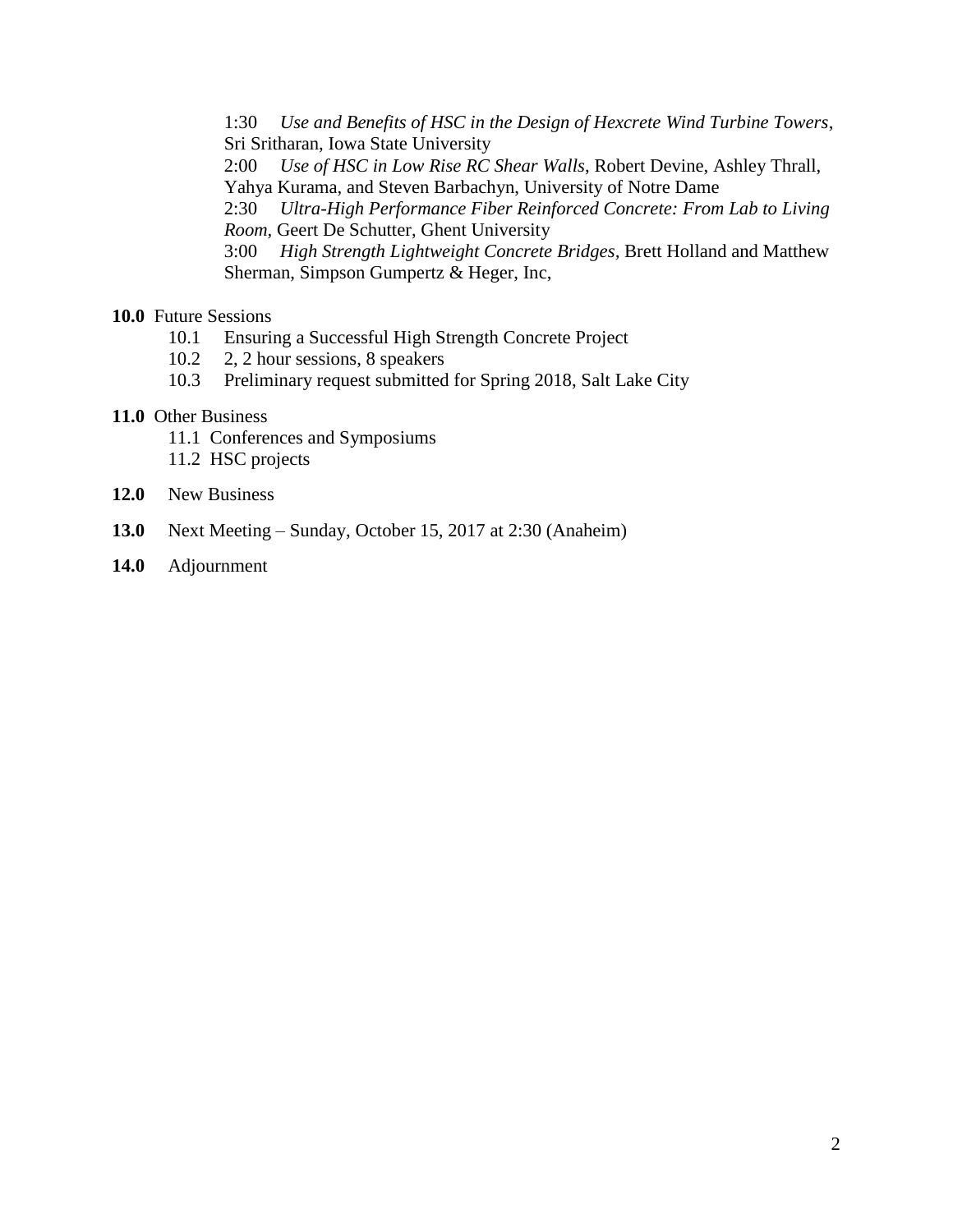1:30 *Use and Benefits of HSC in the Design of Hexcrete Wind Turbine Towers*, Sri Sritharan, Iowa State University

2:00 *Use of HSC in Low Rise RC Shear Walls*, Robert Devine, Ashley Thrall, Yahya Kurama, and Steven Barbachyn, University of Notre Dame

2:30 *Ultra-High Performance Fiber Reinforced Concrete: From Lab to Living Room*, Geert De Schutter, Ghent University

3:00 *High Strength Lightweight Concrete Bridges,* Brett Holland and Matthew Sherman, Simpson Gumpertz & Heger, Inc,

**10.0** Future Sessions

- 10.1 Ensuring a Successful High Strength Concrete Project
- 10.2 2, 2 hour sessions, 8 speakers
- 10.3 Preliminary request submitted for Spring 2018, Salt Lake City

**11.0** Other Business

- 11.1 Conferences and Symposiums
- 11.2 HSC projects

**12.0** New Business

**13.0** Next Meeting – Sunday, October 15, 2017 at 2:30 (Anaheim)

**14.0** Adjournment